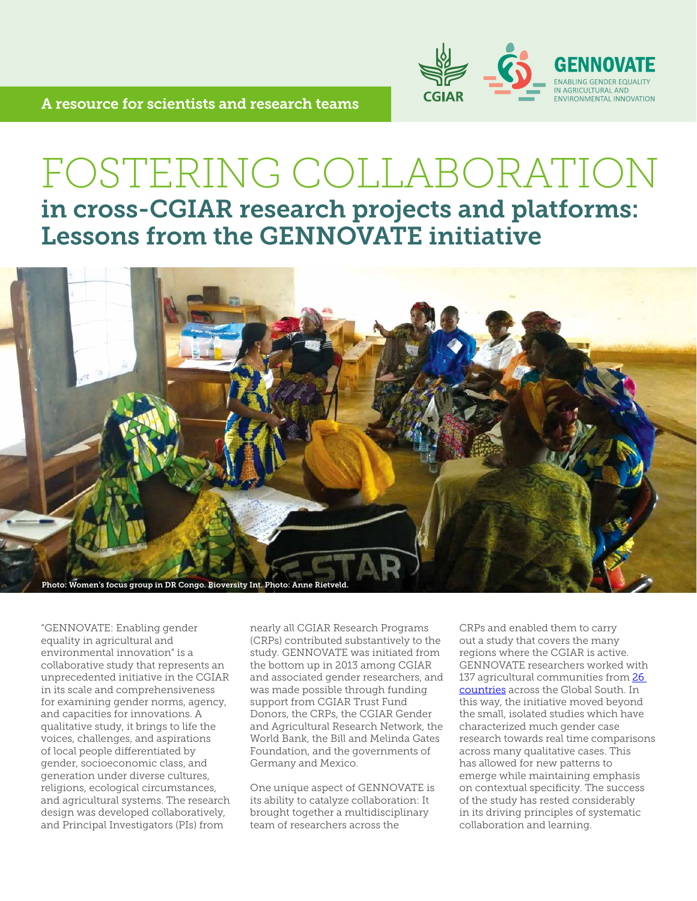A resource for scientists and research teams

# FOSTERING COLLABORATION
## in cross-CGIAR research projects and platforms: Lessons from the GENNOVATE initiative

Photo: Women's focus group in DR Congo. Bioversity Int. Photo: Anne Rietveld.

"GENNOVATE: Enabling gender equality in agricultural and environmental innovation" is a collaborative study that represents an unprecedented initiative in the CGIAR in its scale and comprehensiveness for examining gender norms, agency, and capacities for innovations. A qualitative study, it brings to life the voices, challenges, and aspirations of local people differentiated by gender, socioeconomic class, and generation under diverse cultures, religions, ecological circumstances, and agricultural systems. The research design was developed collaboratively, and Principal Investigators (PIs) from nearly all CGIAR Research Programs (CRPs) contributed substantively to the study. GENNOVATE was initiated from the bottom up in 2013 among CGIAR and associated gender researchers, and was made possible through funding support from CGIAR Trust Fund Donors, the CRPs, the CGIAR Gender and Agricultural Research Network, the World Bank, the Bill and Melinda Gates Foundation, and the governments of Germany and Mexico.

One unique aspect of GENNOVATE is its ability to catalyze collaboration: It brought together a multidisciplinary team of researchers across the CRPs and enabled them to carry out a study that covers the many regions where the CGIAR is active. GENNOVATE researchers worked with 137 agricultural communities from 26 countries across the Global South. In this way, the initiative moved beyond the small, isolated studies which have characterized much gender case research towards real time comparisons across many qualitative cases. This has allowed for new patterns to emerge while maintaining emphasis on contextual specificity. The success of the study has rested considerably in its driving principles of systematic collaboration and learning.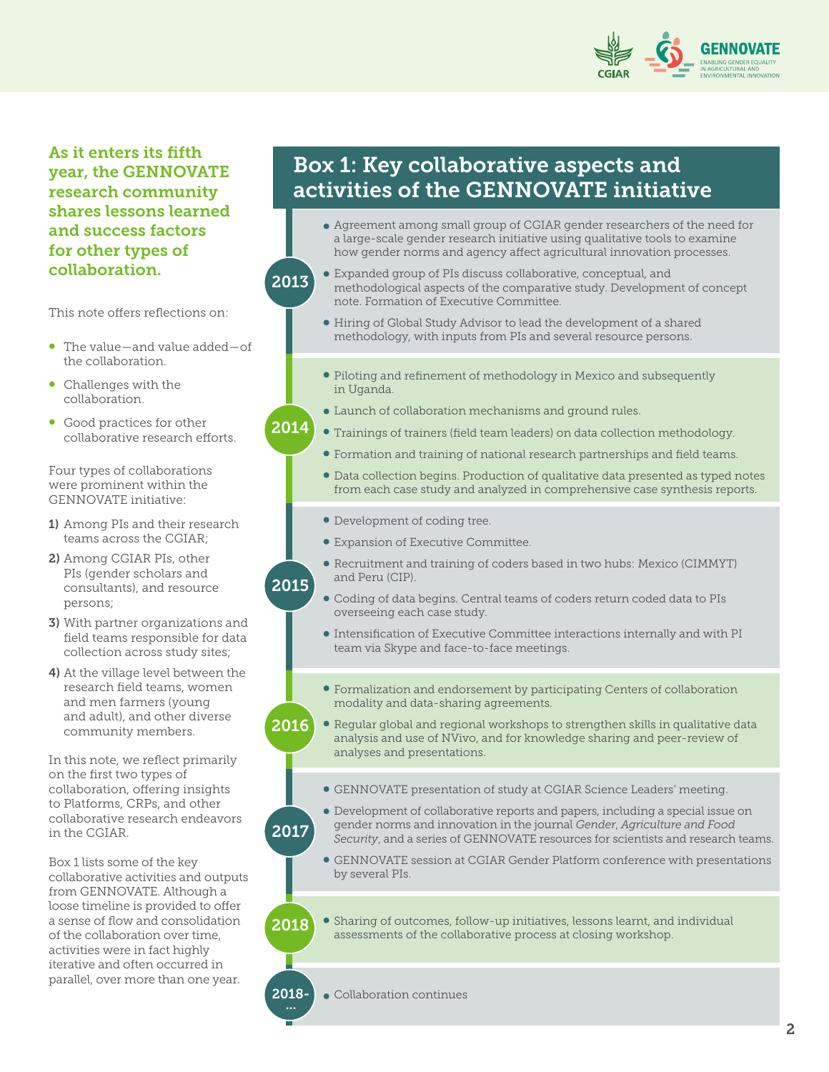**As it enters its fifth year, the GENNOVATE research community shares lessons learned and success factors for other types of collaboration.**

This note offers reflections on:

- The value—and value added—of the collaboration.
- Challenges with the collaboration.
- Good practices for other collaborative research efforts.

Four types of collaborations were prominent within the GENNOVATE initiative:

1) Among PIs and their research teams across the CGIAR;
2) Among CGIAR PIs, other PIs (gender scholars and consultants), and resource persons;
3) With partner organizations and field teams responsible for data collection across study sites;
4) At the village level between the research field teams, women and men farmers (young and adult), and other diverse community members.

In this note, we reflect primarily on the first two types of collaboration, offering insights to Platforms, CRPs, and other collaborative research endeavors in the CGIAR.

Box 1 lists some of the key collaborative activities and outputs from GENNOVATE. Although a loose timeline is provided to offer a sense of flow and consolidation of the collaboration over time, activities were in fact highly iterative and often occurred in parallel, over more than one year.

## Box 1: Key collaborative aspects and activities of the GENNOVATE initiative

**2013**

- Agreement among small group of CGIAR gender researchers of the need for a large-scale gender research initiative using qualitative tools to examine how gender norms and agency affect agricultural innovation processes.
- Expanded group of PIs discuss collaborative, conceptual, and methodological aspects of the comparative study. Development of concept note. Formation of Executive Committee.
- Hiring of Global Study Advisor to lead the development of a shared methodology, with inputs from PIs and several resource persons.

**2014**

- Piloting and refinement of methodology in Mexico and subsequently in Uganda.
- Launch of collaboration mechanisms and ground rules.
- Trainings of trainers (field team leaders) on data collection methodology.
- Formation and training of national research partnerships and field teams.
- Data collection begins. Production of qualitative data presented as typed notes from each case study and analyzed in comprehensive case synthesis reports.

**2015**

- Development of coding tree.
- Expansion of Executive Committee.
- Recruitment and training of coders based in two hubs: Mexico (CIMMYT) and Peru (CIP).
- Coding of data begins. Central teams of coders return coded data to PIs overseeing each case study.
- Intensification of Executive Committee interactions internally and with PI team via Skype and face-to-face meetings.

**2016**

- Formalization and endorsement by participating Centers of collaboration modality and data-sharing agreements.
- Regular global and regional workshops to strengthen skills in qualitative data analysis and use of NVivo, and for knowledge sharing and peer-review of analyses and presentations.

**2017**

- GENNOVATE presentation of study at CGIAR Science Leaders' meeting.
- Development of collaborative reports and papers, including a special issue on gender norms and innovation in the journal *Gender, Agriculture and Food Security*, and a series of GENNOVATE resources for scientists and research teams.
- GENNOVATE session at CGIAR Gender Platform conference with presentations by several PIs.

**2018**

- Sharing of outcomes, follow-up initiatives, lessons learnt, and individual assessments of the collaborative process at closing workshop.

**2018-…**

- Collaboration continues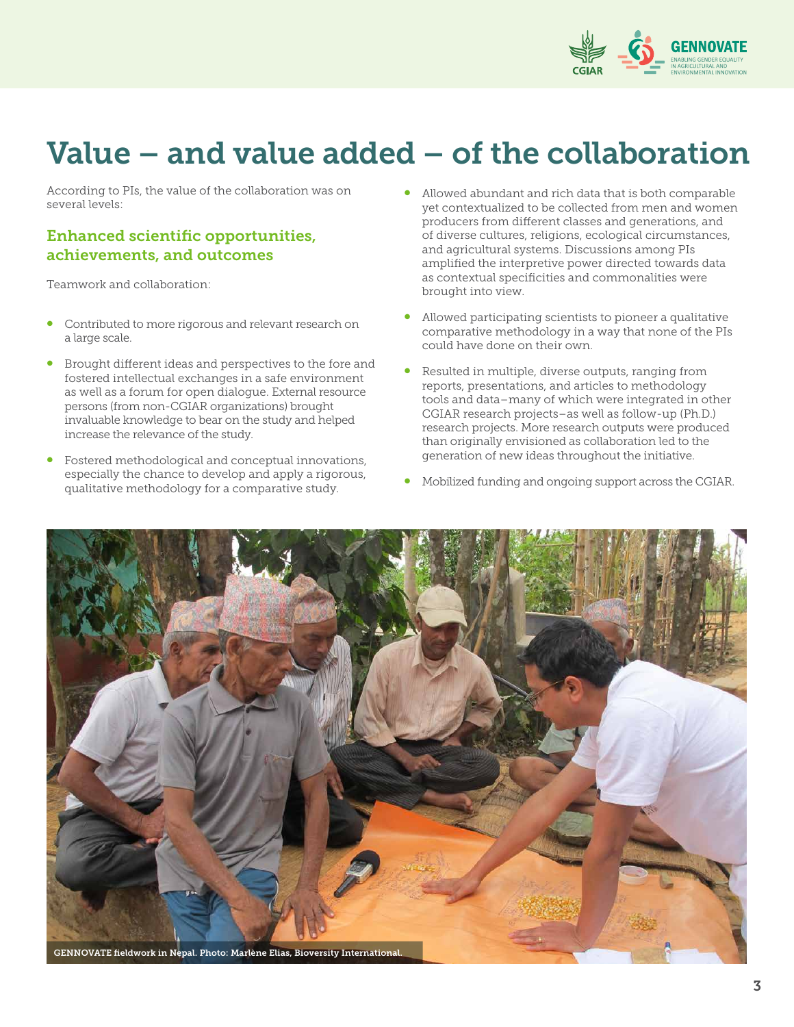# Value – and value added – of the collaboration

According to PIs, the value of the collaboration was on several levels:

## Enhanced scientific opportunities, achievements, and outcomes

Teamwork and collaboration:

- Contributed to more rigorous and relevant research on a large scale.
- Brought different ideas and perspectives to the fore and fostered intellectual exchanges in a safe environment as well as a forum for open dialogue. External resource persons (from non-CGIAR organizations) brought invaluable knowledge to bear on the study and helped increase the relevance of the study.
- Fostered methodological and conceptual innovations, especially the chance to develop and apply a rigorous, qualitative methodology for a comparative study.
- Allowed abundant and rich data that is both comparable yet contextualized to be collected from men and women producers from different classes and generations, and of diverse cultures, religions, ecological circumstances, and agricultural systems. Discussions among PIs amplified the interpretive power directed towards data as contextual specificities and commonalities were brought into view.
- Allowed participating scientists to pioneer a qualitative comparative methodology in a way that none of the PIs could have done on their own.
- Resulted in multiple, diverse outputs, ranging from reports, presentations, and articles to methodology tools and data–many of which were integrated in other CGIAR research projects–as well as follow-up (Ph.D.) research projects. More research outputs were produced than originally envisioned as collaboration led to the generation of new ideas throughout the initiative.
- Mobilized funding and ongoing support across the CGIAR.

GENNOVATE fieldwork in Nepal. Photo: Marlène Elias, Bioversity International.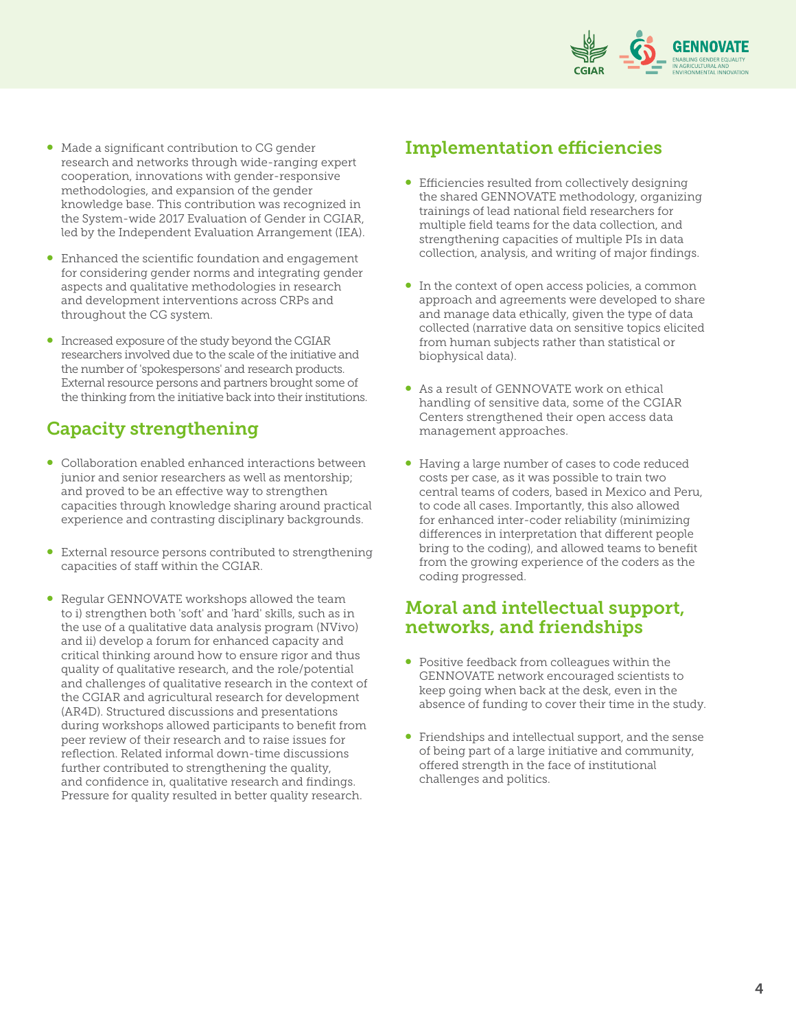- Made a significant contribution to CG gender research and networks through wide-ranging expert cooperation, innovations with gender-responsive methodologies, and expansion of the gender knowledge base. This contribution was recognized in the System-wide 2017 Evaluation of Gender in CGIAR, led by the Independent Evaluation Arrangement (IEA).
- Enhanced the scientific foundation and engagement for considering gender norms and integrating gender aspects and qualitative methodologies in research and development interventions across CRPs and throughout the CG system.
- Increased exposure of the study beyond the CGIAR researchers involved due to the scale of the initiative and the number of 'spokespersons' and research products. External resource persons and partners brought some of the thinking from the initiative back into their institutions.

## Capacity strengthening

- Collaboration enabled enhanced interactions between junior and senior researchers as well as mentorship; and proved to be an effective way to strengthen capacities through knowledge sharing around practical experience and contrasting disciplinary backgrounds.
- External resource persons contributed to strengthening capacities of staff within the CGIAR.
- Regular GENNOVATE workshops allowed the team to i) strengthen both 'soft' and 'hard' skills, such as in the use of a qualitative data analysis program (NVivo) and ii) develop a forum for enhanced capacity and critical thinking around how to ensure rigor and thus quality of qualitative research, and the role/potential and challenges of qualitative research in the context of the CGIAR and agricultural research for development (AR4D). Structured discussions and presentations during workshops allowed participants to benefit from peer review of their research and to raise issues for reflection. Related informal down-time discussions further contributed to strengthening the quality, and confidence in, qualitative research and findings. Pressure for quality resulted in better quality research.

## Implementation efficiencies

- Efficiencies resulted from collectively designing the shared GENNOVATE methodology, organizing trainings of lead national field researchers for multiple field teams for the data collection, and strengthening capacities of multiple PIs in data collection, analysis, and writing of major findings.
- In the context of open access policies, a common approach and agreements were developed to share and manage data ethically, given the type of data collected (narrative data on sensitive topics elicited from human subjects rather than statistical or biophysical data).
- As a result of GENNOVATE work on ethical handling of sensitive data, some of the CGIAR Centers strengthened their open access data management approaches.
- Having a large number of cases to code reduced costs per case, as it was possible to train two central teams of coders, based in Mexico and Peru, to code all cases. Importantly, this also allowed for enhanced inter-coder reliability (minimizing differences in interpretation that different people bring to the coding), and allowed teams to benefit from the growing experience of the coders as the coding progressed.

## Moral and intellectual support, networks, and friendships

- Positive feedback from colleagues within the GENNOVATE network encouraged scientists to keep going when back at the desk, even in the absence of funding to cover their time in the study.
- Friendships and intellectual support, and the sense of being part of a large initiative and community, offered strength in the face of institutional challenges and politics.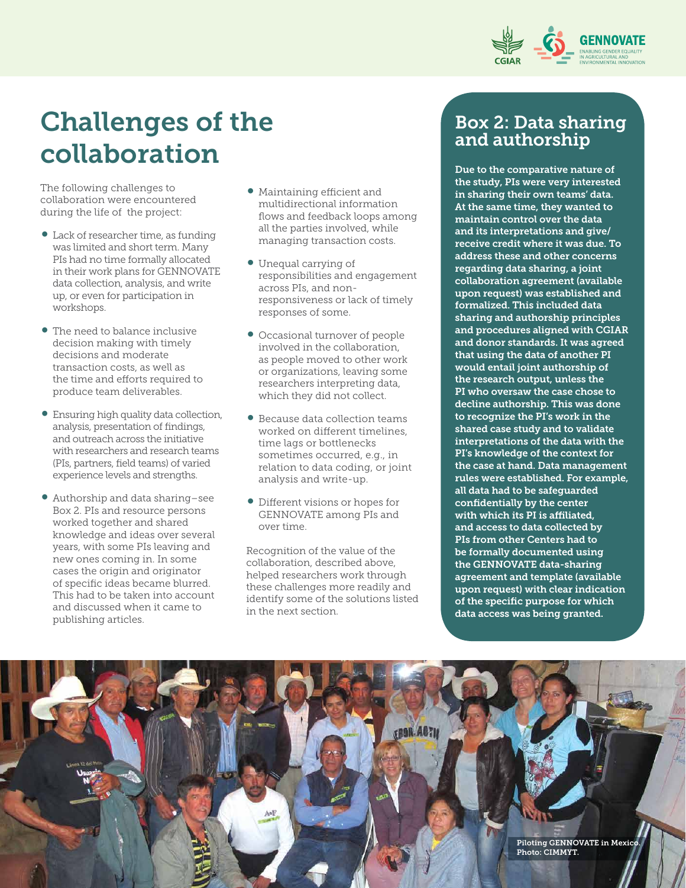## Challenges of the collaboration

The following challenges to collaboration were encountered during the life of the project:

- Lack of researcher time, as funding was limited and short term. Many PIs had no time formally allocated in their work plans for GENNOVATE data collection, analysis, and write up, or even for participation in workshops.
- The need to balance inclusive decision making with timely decisions and moderate transaction costs, as well as the time and efforts required to produce team deliverables.
- Ensuring high quality data collection, analysis, presentation of findings, and outreach across the initiative with researchers and research teams (PIs, partners, field teams) of varied experience levels and strengths.
- Authorship and data sharing–see Box 2. PIs and resource persons worked together and shared knowledge and ideas over several years, with some PIs leaving and new ones coming in. In some cases the origin and originator of specific ideas became blurred. This had to be taken into account and discussed when it came to publishing articles.
- Maintaining efficient and multidirectional information flows and feedback loops among all the parties involved, while managing transaction costs.
- Unequal carrying of responsibilities and engagement across PIs, and non-responsiveness or lack of timely responses of some.
- Occasional turnover of people involved in the collaboration, as people moved to other work or organizations, leaving some researchers interpreting data, which they did not collect.
- Because data collection teams worked on different timelines, time lags or bottlenecks sometimes occurred, e.g., in relation to data coding, or joint analysis and write-up.
- Different visions or hopes for GENNOVATE among PIs and over time.

Recognition of the value of the collaboration, described above, helped researchers work through these challenges more readily and identify some of the solutions listed in the next section.

### Box 2: Data sharing and authorship

**Due to the comparative nature of the study, PIs were very interested in sharing their own teams' data. At the same time, they wanted to maintain control over the data and its interpretations and give/receive credit where it was due. To address these and other concerns regarding data sharing, a joint collaboration agreement (available upon request) was established and formalized. This included data sharing and authorship principles and procedures aligned with CGIAR and donor standards. It was agreed that using the data of another PI would entail joint authorship of the research output, unless the PI who oversaw the case chose to decline authorship. This was done to recognize the PI's work in the shared case study and to validate interpretations of the data with the PI's knowledge of the context for the case at hand. Data management rules were established. For example, all data had to be safeguarded confidentially by the center with which its PI is affiliated, and access to data collected by PIs from other Centers had to be formally documented using the GENNOVATE data-sharing agreement and template (available upon request) with clear indication of the specific purpose for which data access was being granted.**

Piloting GENNOVATE in Mexico. Photo: CIMMYT.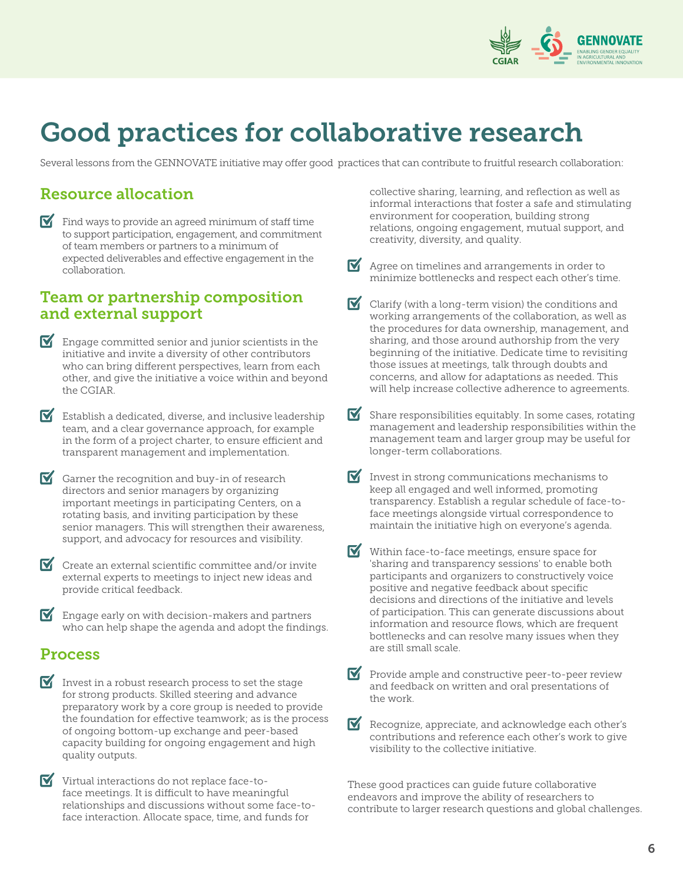# Good practices for collaborative research

Several lessons from the GENNOVATE initiative may offer good practices that can contribute to fruitful research collaboration:

## Resource allocation

- Find ways to provide an agreed minimum of staff time to support participation, engagement, and commitment of team members or partners to a minimum of expected deliverables and effective engagement in the collaboration.

## Team or partnership composition and external support

- Engage committed senior and junior scientists in the initiative and invite a diversity of other contributors who can bring different perspectives, learn from each other, and give the initiative a voice within and beyond the CGIAR.
- Establish a dedicated, diverse, and inclusive leadership team, and a clear governance approach, for example in the form of a project charter, to ensure efficient and transparent management and implementation.
- Garner the recognition and buy-in of research directors and senior managers by organizing important meetings in participating Centers, on a rotating basis, and inviting participation by these senior managers. This will strengthen their awareness, support, and advocacy for resources and visibility.
- Create an external scientific committee and/or invite external experts to meetings to inject new ideas and provide critical feedback.
- Engage early on with decision-makers and partners who can help shape the agenda and adopt the findings.

## Process

- Invest in a robust research process to set the stage for strong products. Skilled steering and advance preparatory work by a core group is needed to provide the foundation for effective teamwork; as is the process of ongoing bottom-up exchange and peer-based capacity building for ongoing engagement and high quality outputs.
- Virtual interactions do not replace face-to-face meetings. It is difficult to have meaningful relationships and discussions without some face-to-face interaction. Allocate space, time, and funds for collective sharing, learning, and reflection as well as informal interactions that foster a safe and stimulating environment for cooperation, building strong relations, ongoing engagement, mutual support, and creativity, diversity, and quality.
- Agree on timelines and arrangements in order to minimize bottlenecks and respect each other's time.
- Clarify (with a long-term vision) the conditions and working arrangements of the collaboration, as well as the procedures for data ownership, management, and sharing, and those around authorship from the very beginning of the initiative. Dedicate time to revisiting those issues at meetings, talk through doubts and concerns, and allow for adaptations as needed. This will help increase collective adherence to agreements.
- Share responsibilities equitably. In some cases, rotating management and leadership responsibilities within the management team and larger group may be useful for longer-term collaborations.
- Invest in strong communications mechanisms to keep all engaged and well informed, promoting transparency. Establish a regular schedule of face-to-face meetings alongside virtual correspondence to maintain the initiative high on everyone's agenda.
- Within face-to-face meetings, ensure space for 'sharing and transparency sessions' to enable both participants and organizers to constructively voice positive and negative feedback about specific decisions and directions of the initiative and levels of participation. This can generate discussions about information and resource flows, which are frequent bottlenecks and can resolve many issues when they are still small scale.
- Provide ample and constructive peer-to-peer review and feedback on written and oral presentations of the work.
- Recognize, appreciate, and acknowledge each other's contributions and reference each other's work to give visibility to the collective initiative.

These good practices can guide future collaborative endeavors and improve the ability of researchers to contribute to larger research questions and global challenges.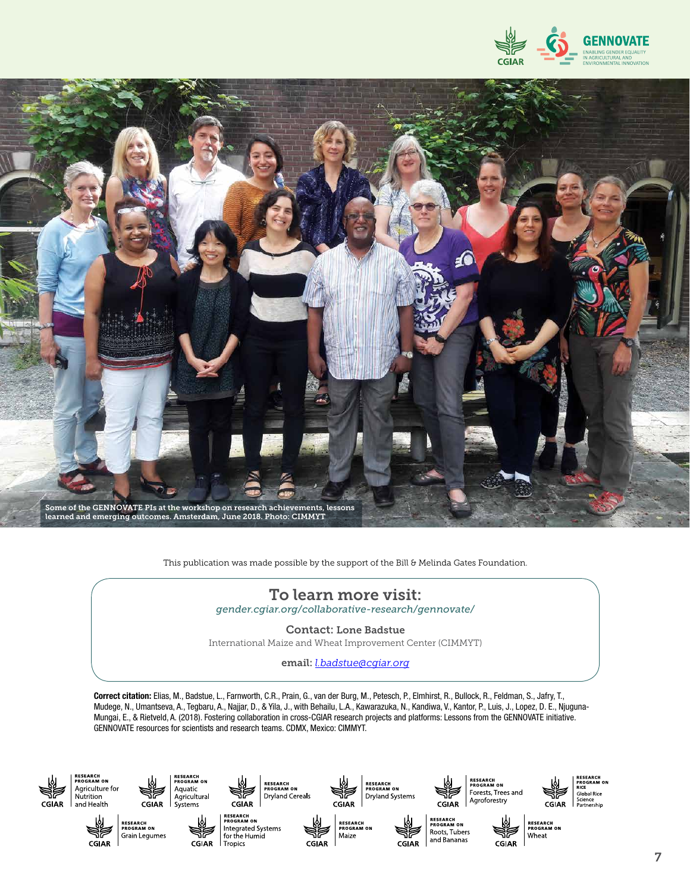Some of the GENNOVATE PIs at the workshop on research achievements, lessons learned and emerging outcomes. Amsterdam, June 2018. Photo: CIMMYT

This publication was made possible by the support of the Bill & Melinda Gates Foundation.

## To learn more visit:

*gender.cgiar.org/collaborative-research/gennovate/*

**Contact:** Lone Badstue

International Maize and Wheat Improvement Center (CIMMYT)

**email:** *l.badstue@cgiar.org*

**Correct citation:** Elias, M., Badstue, L., Farnworth, C.R., Prain, G., van der Burg, M., Petesch, P., Elmhirst, R., Bullock, R., Feldman, S., Jafry, T., Mudege, N., Umantseva, A., Tegbaru, A., Najjar, D., & Yila, J., with Behailu, L.A., Kawarazuka, N., Kandiwa, V., Kantor, P., Luis, J., Lopez, D. E., Njuguna-Mungai, E., & Rietveld, A. (2018). Fostering collaboration in cross-CGIAR research projects and platforms: Lessons from the GENNOVATE initiative. GENNOVATE resources for scientists and research teams. CDMX, Mexico: CIMMYT.

CGIAR Research Program on Agriculture for Nutrition and Health
CGIAR Research Program on Aquatic Agricultural Systems
CGIAR Research Program on Dryland Cereals
CGIAR Research Program on Dryland Systems
CGIAR Research Program on Forests, Trees and Agroforestry
CGIAR Research Program on Rice Global Rice Science Partnership
CGIAR Research Program on Grain Legumes
CGIAR Research Program on Integrated Systems for the Humid Tropics
CGIAR Research Program on Maize
CGIAR Research Program on Roots, Tubers and Bananas
CGIAR Research Program on Wheat